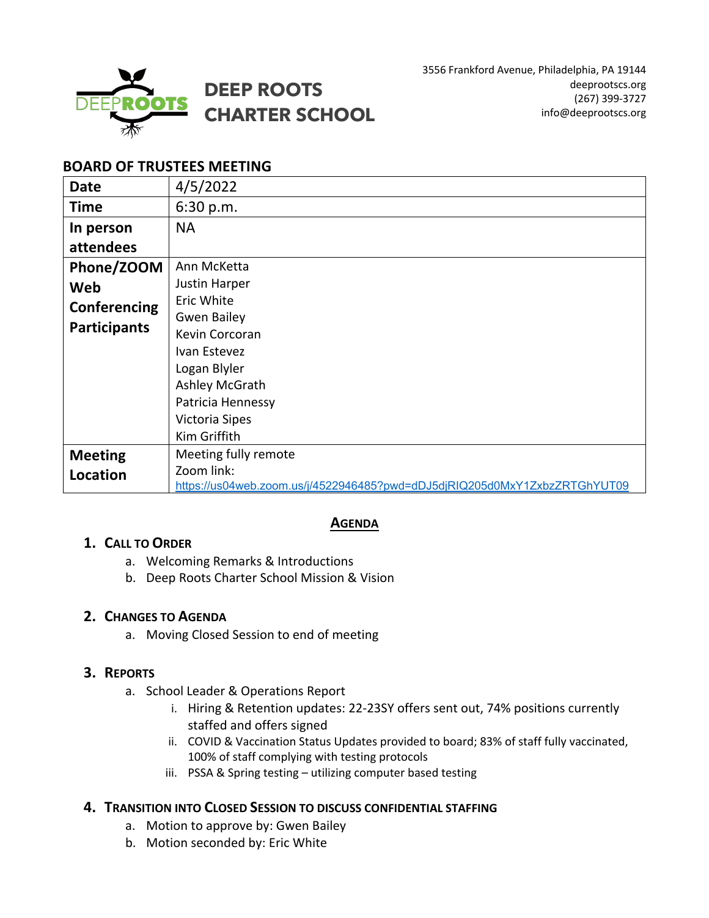# DEEP ROOTS CHARTER SCHOOL

3556 Frankford Avenue, Philadelphia, PA 19144
deeprootscs.org
(267) 399-3727
info@deeprootscs.org

## BOARD OF TRUSTEES MEETING

| | |
|---|---|
| **Date** | 4/5/2022 |
| **Time** | 6:30 p.m. |
| **In person attendees** | NA |
| **Phone/ZOOM Web Conferencing Participants** | Ann McKetta<br>Justin Harper<br>Eric White<br>Gwen Bailey<br>Kevin Corcoran<br>Ivan Estevez<br>Logan Blyler<br>Ashley McGrath<br>Patricia Hennessy<br>Victoria Sipes<br>Kim Griffith |
| **Meeting Location** | Meeting fully remote<br>Zoom link:<br>https://us04web.zoom.us/j/4522946485?pwd=dDJ5djRIQ205d0MxY1ZxbzZRTGhYUT09 |

## AGENDA

1. **CALL TO ORDER**
   a. Welcoming Remarks & Introductions
   b. Deep Roots Charter School Mission & Vision

2. **CHANGES TO AGENDA**
   a. Moving Closed Session to end of meeting

3. **REPORTS**
   a. School Leader & Operations Report
      i. Hiring & Retention updates: 22-23SY offers sent out, 74% positions currently staffed and offers signed
      ii. COVID & Vaccination Status Updates provided to board; 83% of staff fully vaccinated, 100% of staff complying with testing protocols
      iii. PSSA & Spring testing – utilizing computer based testing

4. **TRANSITION INTO CLOSED SESSION TO DISCUSS CONFIDENTIAL STAFFING**
   a. Motion to approve by: Gwen Bailey
   b. Motion seconded by: Eric White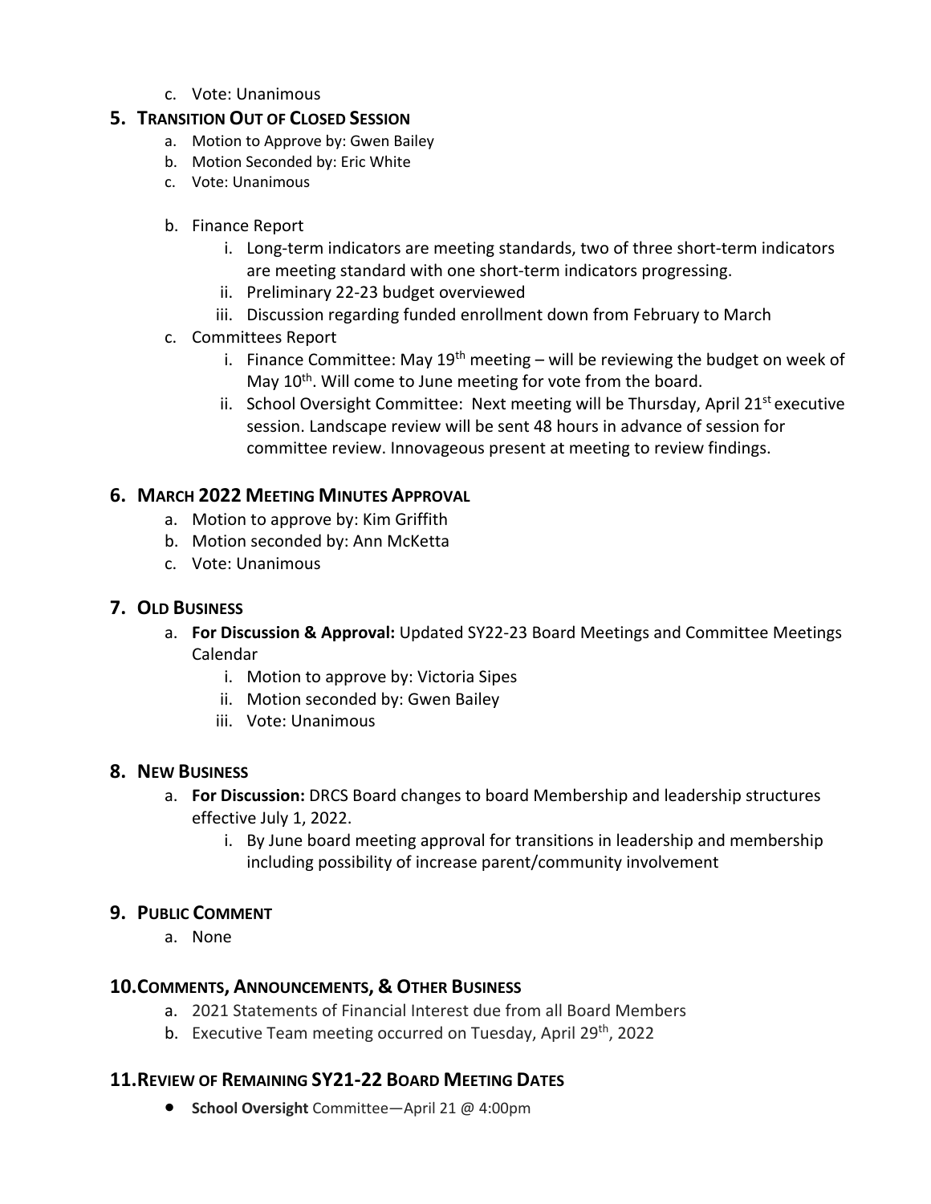c. Vote: Unanimous

## 5. Transition Out of Closed Session

a. Motion to Approve by: Gwen Bailey
b. Motion Seconded by: Eric White
c. Vote: Unanimous

b. Finance Report
   i. Long-term indicators are meeting standards, two of three short-term indicators are meeting standard with one short-term indicators progressing.
   ii. Preliminary 22-23 budget overviewed
   iii. Discussion regarding funded enrollment down from February to March

c. Committees Report
   i. Finance Committee: May 19th meeting – will be reviewing the budget on week of May 10th. Will come to June meeting for vote from the board.
   ii. School Oversight Committee: Next meeting will be Thursday, April 21st executive session. Landscape review will be sent 48 hours in advance of session for committee review. Innovageous present at meeting to review findings.

## 6. March 2022 Meeting Minutes Approval

a. Motion to approve by: Kim Griffith
b. Motion seconded by: Ann McKetta
c. Vote: Unanimous

## 7. Old Business

a. **For Discussion & Approval:** Updated SY22-23 Board Meetings and Committee Meetings Calendar
   i. Motion to approve by: Victoria Sipes
   ii. Motion seconded by: Gwen Bailey
   iii. Vote: Unanimous

## 8. New Business

a. **For Discussion:** DRCS Board changes to board Membership and leadership structures effective July 1, 2022.
   i. By June board meeting approval for transitions in leadership and membership including possibility of increase parent/community involvement

## 9. Public Comment

a. None

## 10. Comments, Announcements, & Other Business

a. 2021 Statements of Financial Interest due from all Board Members
b. Executive Team meeting occurred on Tuesday, April 29th, 2022

## 11. Review of Remaining SY21-22 Board Meeting Dates

- **School Oversight** Committee—April 21 @ 4:00pm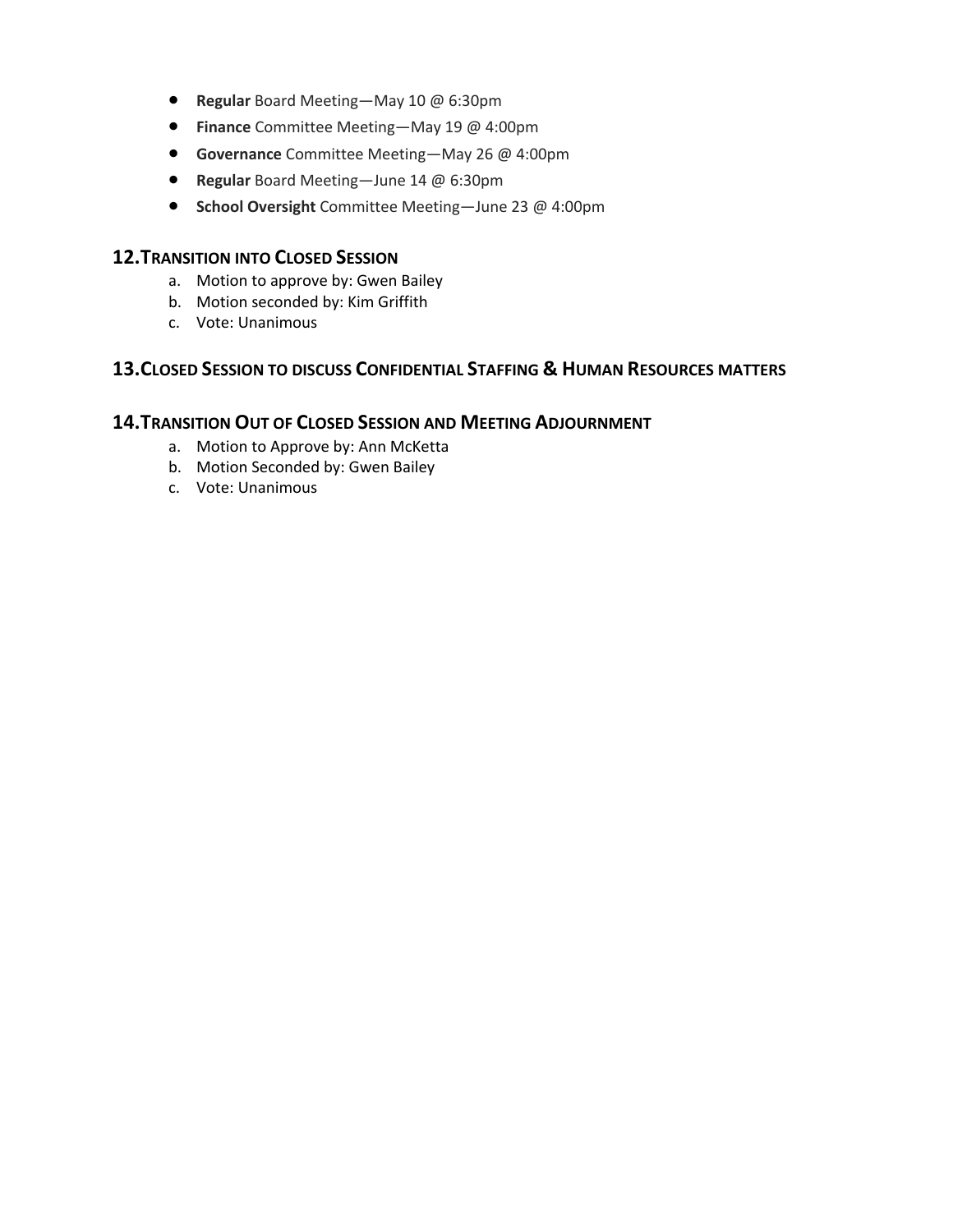- **Regular** Board Meeting—May 10 @ 6:30pm
- **Finance** Committee Meeting—May 19 @ 4:00pm
- **Governance** Committee Meeting—May 26 @ 4:00pm
- **Regular** Board Meeting—June 14 @ 6:30pm
- **School Oversight** Committee Meeting—June 23 @ 4:00pm

## 12. Transition into Closed Session

a. Motion to approve by: Gwen Bailey
b. Motion seconded by: Kim Griffith
c. Vote: Unanimous

## 13. Closed Session to discuss Confidential Staffing & Human Resources matters

## 14. Transition Out of Closed Session and Meeting Adjournment

a. Motion to Approve by: Ann McKetta
b. Motion Seconded by: Gwen Bailey
c. Vote: Unanimous